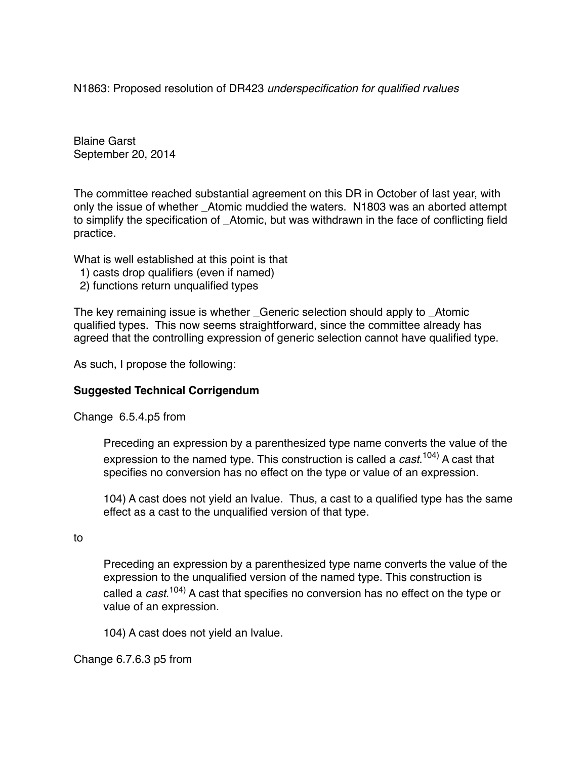N1863: Proposed resolution of DR423 *underspecification for qualified rvalues*

Blaine Garst
September 20, 2014

The committee reached substantial agreement on this DR in October of last year, with only the issue of whether _Atomic muddied the waters. N1803 was an aborted attempt to simplify the specification of _Atomic, but was withdrawn in the face of conflicting field practice.

What is well established at this point is that
1) casts drop qualifiers (even if named)
2) functions return unqualified types

The key remaining issue is whether _Generic selection should apply to _Atomic qualified types. This now seems straightforward, since the committee already has agreed that the controlling expression of generic selection cannot have qualified type.

As such, I propose the following:

**Suggested Technical Corrigendum**

Change 6.5.4.p5 from

> Preceding an expression by a parenthesized type name converts the value of the expression to the named type. This construction is called a *cast*.[104] A cast that specifies no conversion has no effect on the type or value of an expression.
>
> 104) A cast does not yield an lvalue. Thus, a cast to a qualified type has the same effect as a cast to the unqualified version of that type.

to

> Preceding an expression by a parenthesized type name converts the value of the expression to the unqualified version of the named type. This construction is called a *cast*.[104] A cast that specifies no conversion has no effect on the type or value of an expression.
>
> 104) A cast does not yield an lvalue.

Change 6.7.6.3 p5 from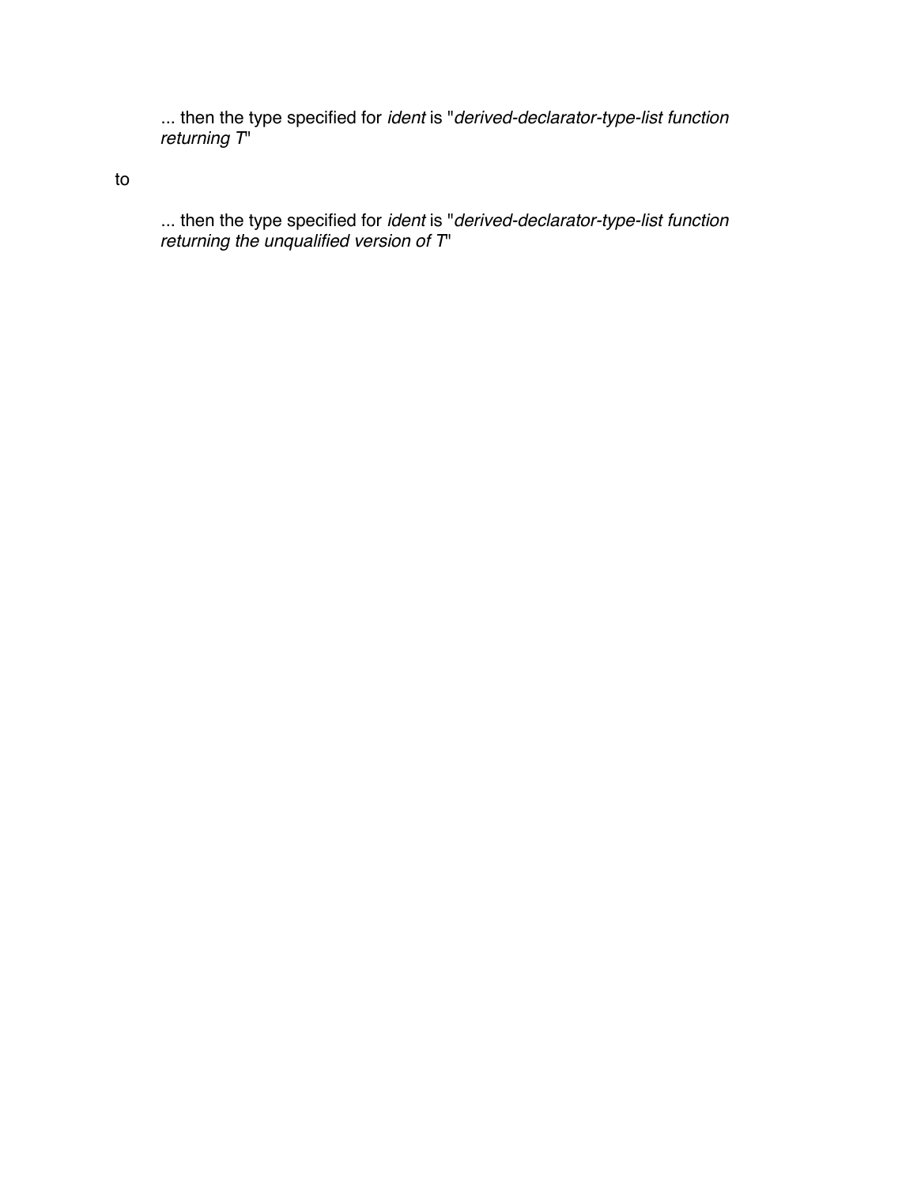> ... then the type specified for *ident* is "*derived-declarator-type-list function returning T*"

to

> ... then the type specified for *ident* is "*derived-declarator-type-list function returning the unqualified version of T*"